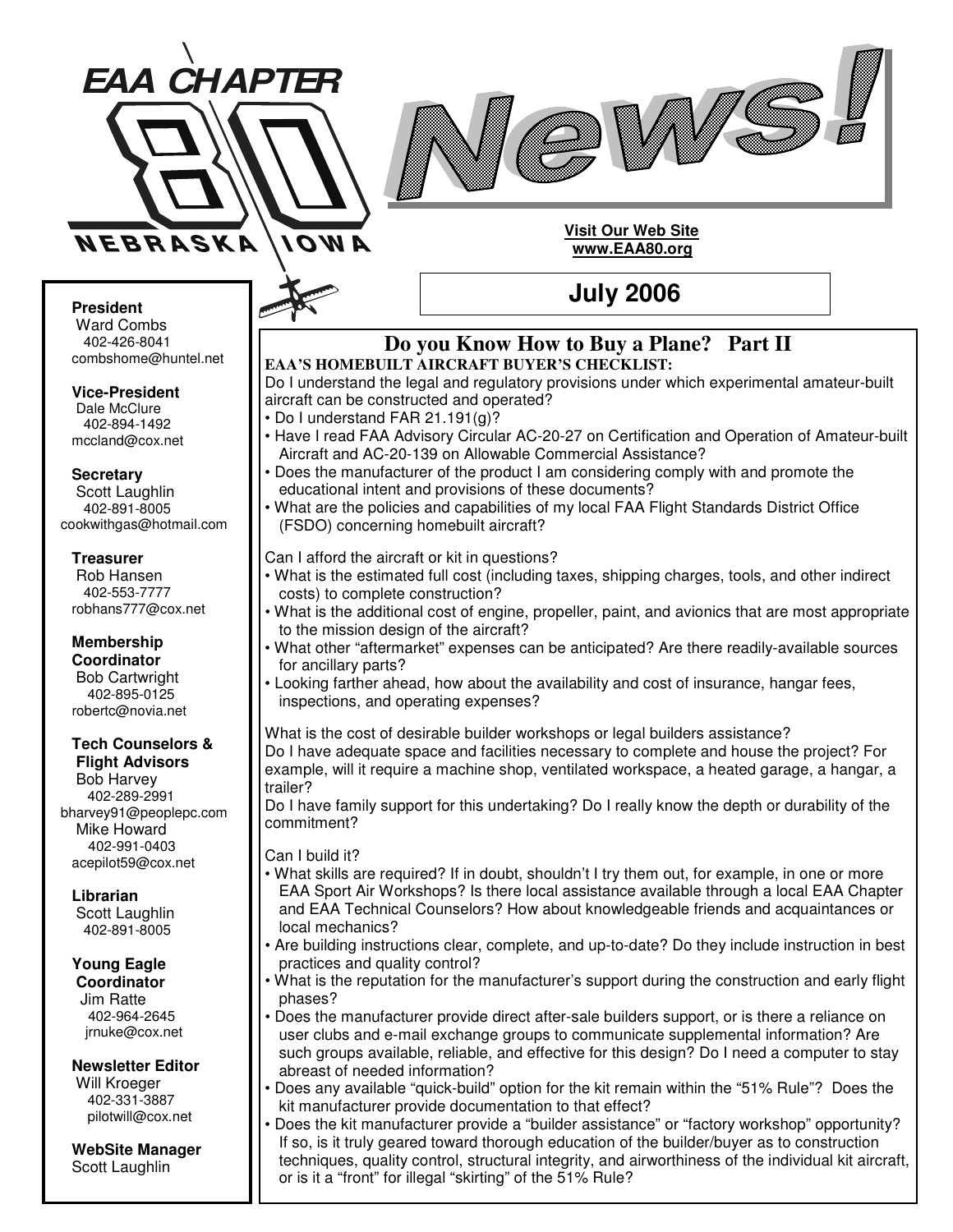# EAA CHAPTER 80 News!

NEBRASKA IOWA

**Visit Our Web Site**
**www.EAA80.org**

## July 2006

**President**
Ward Combs
402-426-8041
combshome@huntel.net

**Vice-President**
Dale McClure
402-894-1492
mccland@cox.net

**Secretary**
Scott Laughlin
402-891-8005
cookwithgas@hotmail.com

**Treasurer**
Rob Hansen
402-553-7777
robhans777@cox.net

**Membership Coordinator**
Bob Cartwright
402-895-0125
robertc@novia.net

**Tech Counselors & Flight Advisors**
Bob Harvey
402-289-2991
bharvey91@peoplepc.com
Mike Howard
402-991-0403
acepilot59@cox.net

**Librarian**
Scott Laughlin
402-891-8005

**Young Eagle Coordinator**
Jim Ratte
402-964-2645
jrnuke@cox.net

**Newsletter Editor**
Will Kroeger
402-331-3887
pilotwill@cox.net

**WebSite Manager**
Scott Laughlin

## Do you Know How to Buy a Plane? Part II

**EAA'S HOMEBUILT AIRCRAFT BUYER'S CHECKLIST:**

Do I understand the legal and regulatory provisions under which experimental amateur-built aircraft can be constructed and operated?

- Do I understand FAR 21.191(g)?
- Have I read FAA Advisory Circular AC-20-27 on Certification and Operation of Amateur-built Aircraft and AC-20-139 on Allowable Commercial Assistance?
- Does the manufacturer of the product I am considering comply with and promote the educational intent and provisions of these documents?
- What are the policies and capabilities of my local FAA Flight Standards District Office (FSDO) concerning homebuilt aircraft?

Can I afford the aircraft or kit in questions?

- What is the estimated full cost (including taxes, shipping charges, tools, and other indirect costs) to complete construction?
- What is the additional cost of engine, propeller, paint, and avionics that are most appropriate to the mission design of the aircraft?
- What other "aftermarket" expenses can be anticipated? Are there readily-available sources for ancillary parts?
- Looking farther ahead, how about the availability and cost of insurance, hangar fees, inspections, and operating expenses?

What is the cost of desirable builder workshops or legal builders assistance?

Do I have adequate space and facilities necessary to complete and house the project? For example, will it require a machine shop, ventilated workspace, a heated garage, a hangar, a trailer?

Do I have family support for this undertaking? Do I really know the depth or durability of the commitment?

Can I build it?

- What skills are required? If in doubt, shouldn't I try them out, for example, in one or more EAA Sport Air Workshops? Is there local assistance available through a local EAA Chapter and EAA Technical Counselors? How about knowledgeable friends and acquaintances or local mechanics?
- Are building instructions clear, complete, and up-to-date? Do they include instruction in best practices and quality control?
- What is the reputation for the manufacturer's support during the construction and early flight phases?
- Does the manufacturer provide direct after-sale builders support, or is there a reliance on user clubs and e-mail exchange groups to communicate supplemental information? Are such groups available, reliable, and effective for this design? Do I need a computer to stay abreast of needed information?
- Does any available "quick-build" option for the kit remain within the "51% Rule"? Does the kit manufacturer provide documentation to that effect?
- Does the kit manufacturer provide a "builder assistance" or "factory workshop" opportunity? If so, is it truly geared toward thorough education of the builder/buyer as to construction techniques, quality control, structural integrity, and airworthiness of the individual kit aircraft, or is it a "front" for illegal "skirting" of the 51% Rule?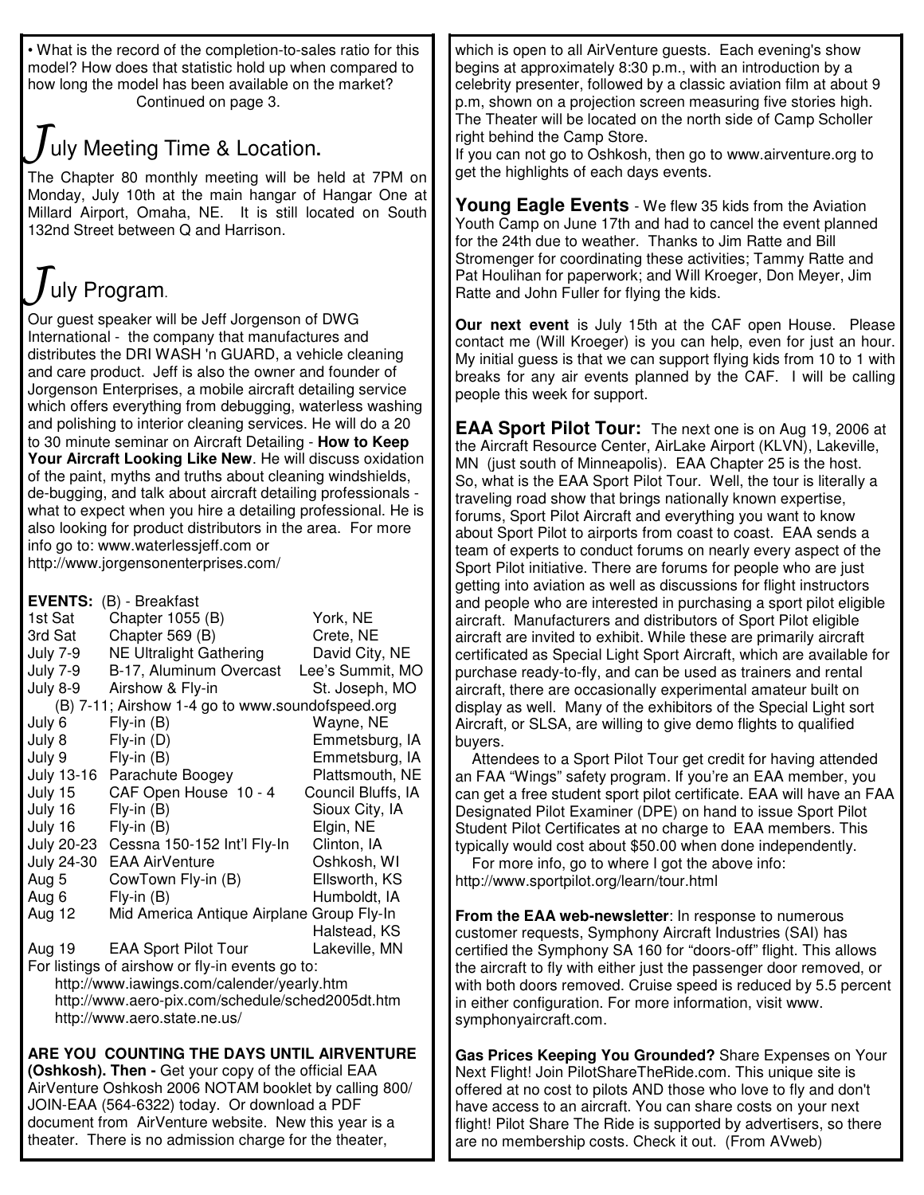• What is the record of the completion-to-sales ratio for this model? How does that statistic hold up when compared to how long the model has been available on the market?

Continued on page 3.

## July Meeting Time & Location.

The Chapter 80 monthly meeting will be held at 7PM on Monday, July 10th at the main hangar of Hangar One at Millard Airport, Omaha, NE. It is still located on South 132nd Street between Q and Harrison.

## July Program.

Our guest speaker will be Jeff Jorgenson of DWG International - the company that manufactures and distributes the DRI WASH 'n GUARD, a vehicle cleaning and care product. Jeff is also the owner and founder of Jorgenson Enterprises, a mobile aircraft detailing service which offers everything from debugging, waterless washing and polishing to interior cleaning services. He will do a 20 to 30 minute seminar on Aircraft Detailing - **How to Keep Your Aircraft Looking Like New**. He will discuss oxidation of the paint, myths and truths about cleaning windshields, de-bugging, and talk about aircraft detailing professionals - what to expect when you hire a detailing professional. He is also looking for product distributors in the area. For more info go to: www.waterlessjeff.com or http://www.jorgensonenterprises.com/

**EVENTS:** (B) - Breakfast

| Date | Event | Location |
|---|---|---|
| 1st Sat | Chapter 1055 (B) | York, NE |
| 3rd Sat | Chapter 569 (B) | Crete, NE |
| July 7-9 | NE Ultralight Gathering | David City, NE |
| July 7-9 | B-17, Aluminum Overcast | Lee's Summit, MO |
| July 8-9 | Airshow & Fly-in | St. Joseph, MO |
| | (B) 7-11; Airshow 1-4 go to www.soundofspeed.org | |
| July 6 | Fly-in (B) | Wayne, NE |
| July 8 | Fly-in (D) | Emmetsburg, IA |
| July 9 | Fly-in (B) | Emmetsburg, IA |
| July 13-16 | Parachute Boogey | Plattsmouth, NE |
| July 15 | CAF Open House 10 - 4 | Council Bluffs, IA |
| July 16 | Fly-in (B) | Sioux City, IA |
| July 16 | Fly-in (B) | Elgin, NE |
| July 20-23 | Cessna 150-152 Int'l Fly-In | Clinton, IA |
| July 24-30 | EAA AirVenture | Oshkosh, WI |
| Aug 5 | CowTown Fly-in (B) | Ellsworth, KS |
| Aug 6 | Fly-in (B) | Humboldt, IA |
| Aug 12 | Mid America Antique Airplane Group Fly-In | Halstead, KS |
| Aug 19 | EAA Sport Pilot Tour | Lakeville, MN |

For listings of airshow or fly-in events go to:
http://www.iawings.com/calender/yearly.htm
http://www.aero-pix.com/schedule/sched2005dt.htm
http://www.aero.state.ne.us/

**ARE YOU COUNTING THE DAYS UNTIL AIRVENTURE (Oshkosh). Then -** Get your copy of the official EAA AirVenture Oshkosh 2006 NOTAM booklet by calling 800/ JOIN-EAA (564-6322) today. Or download a PDF document from AirVenture website. New this year is a theater. There is no admission charge for the theater, which is open to all AirVenture guests. Each evening's show begins at approximately 8:30 p.m., with an introduction by a celebrity presenter, followed by a classic aviation film at about 9 p.m, shown on a projection screen measuring five stories high. The Theater will be located on the north side of Camp Scholler right behind the Camp Store.
If you can not go to Oshkosh, then go to www.airventure.org to get the highlights of each days events.

**Young Eagle Events** - We flew 35 kids from the Aviation Youth Camp on June 17th and had to cancel the event planned for the 24th due to weather. Thanks to Jim Ratte and Bill Stromenger for coordinating these activities; Tammy Ratte and Pat Houlihan for paperwork; and Will Kroeger, Don Meyer, Jim Ratte and John Fuller for flying the kids.

**Our next event** is July 15th at the CAF open House. Please contact me (Will Kroeger) is you can help, even for just an hour. My initial guess is that we can support flying kids from 10 to 1 with breaks for any air events planned by the CAF. I will be calling people this week for support.

**EAA Sport Pilot Tour:** The next one is on Aug 19, 2006 at the Aircraft Resource Center, AirLake Airport (KLVN), Lakeville, MN (just south of Minneapolis). EAA Chapter 25 is the host. So, what is the EAA Sport Pilot Tour. Well, the tour is literally a traveling road show that brings nationally known expertise, forums, Sport Pilot Aircraft and everything you want to know about Sport Pilot to airports from coast to coast. EAA sends a team of experts to conduct forums on nearly every aspect of the Sport Pilot initiative. There are forums for people who are just getting into aviation as well as discussions for flight instructors and people who are interested in purchasing a sport pilot eligible aircraft. Manufacturers and distributors of Sport Pilot eligible aircraft are invited to exhibit. While these are primarily aircraft certificated as Special Light Sport Aircraft, which are available for purchase ready-to-fly, and can be used as trainers and rental aircraft, there are occasionally experimental amateur built on display as well. Many of the exhibitors of the Special Light sort Aircraft, or SLSA, are willing to give demo flights to qualified buyers.

Attendees to a Sport Pilot Tour get credit for having attended an FAA "Wings" safety program. If you're an EAA member, you can get a free student sport pilot certificate. EAA will have an FAA Designated Pilot Examiner (DPE) on hand to issue Sport Pilot Student Pilot Certificates at no charge to EAA members. This typically would cost about $50.00 when done independently.

For more info, go to where I got the above info: http://www.sportpilot.org/learn/tour.html

**From the EAA web-newsletter**: In response to numerous customer requests, Symphony Aircraft Industries (SAI) has certified the Symphony SA 160 for "doors-off" flight. This allows the aircraft to fly with either just the passenger door removed, or with both doors removed. Cruise speed is reduced by 5.5 percent in either configuration. For more information, visit www. symphonyaircraft.com.

**Gas Prices Keeping You Grounded?** Share Expenses on Your Next Flight! Join PilotShareTheRide.com. This unique site is offered at no cost to pilots AND those who love to fly and don't have access to an aircraft. You can share costs on your next flight! Pilot Share The Ride is supported by advertisers, so there are no membership costs. Check it out. (From AVweb)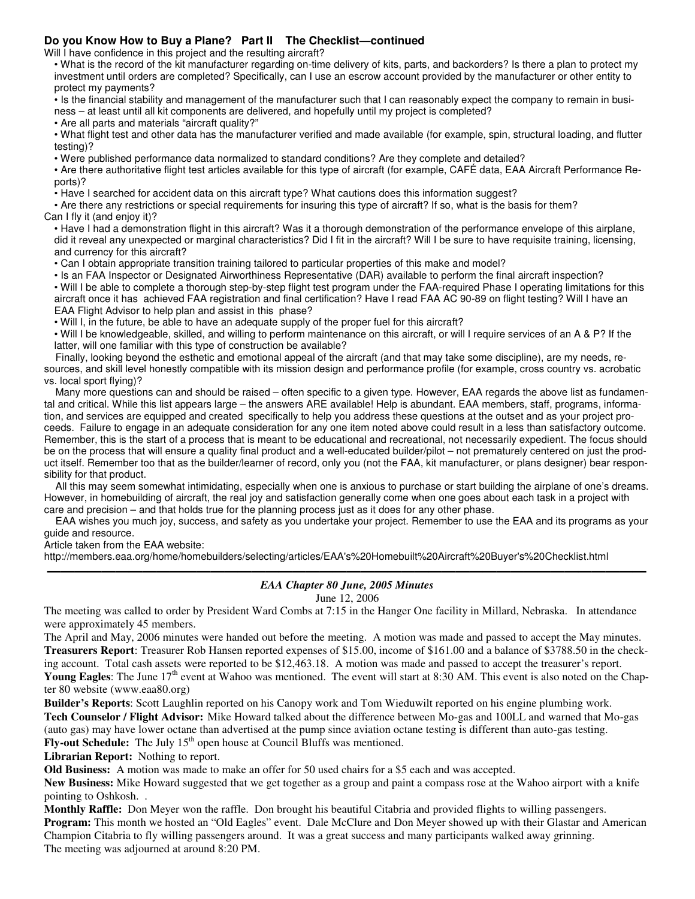## Do you Know How to Buy a Plane? Part II The Checklist—continued

Will I have confidence in this project and the resulting aircraft?

- What is the record of the kit manufacturer regarding on-time delivery of kits, parts, and backorders? Is there a plan to protect my investment until orders are completed? Specifically, can I use an escrow account provided by the manufacturer or other entity to protect my payments?
- Is the financial stability and management of the manufacturer such that I can reasonably expect the company to remain in business – at least until all kit components are delivered, and hopefully until my project is completed?
- Are all parts and materials "aircraft quality?"
- What flight test and other data has the manufacturer verified and made available (for example, spin, structural loading, and flutter testing)?
- Were published performance data normalized to standard conditions? Are they complete and detailed?
- Are there authoritative flight test articles available for this type of aircraft (for example, CAFÉ data, EAA Aircraft Performance Reports)?
- Have I searched for accident data on this aircraft type? What cautions does this information suggest?
- Are there any restrictions or special requirements for insuring this type of aircraft? If so, what is the basis for them?

Can I fly it (and enjoy it)?

- Have I had a demonstration flight in this aircraft? Was it a thorough demonstration of the performance envelope of this airplane, did it reveal any unexpected or marginal characteristics? Did I fit in the aircraft? Will I be sure to have requisite training, licensing, and currency for this aircraft?
- Can I obtain appropriate transition training tailored to particular properties of this make and model?
- Is an FAA Inspector or Designated Airworthiness Representative (DAR) available to perform the final aircraft inspection?
- Will I be able to complete a thorough step-by-step flight test program under the FAA-required Phase I operating limitations for this aircraft once it has achieved FAA registration and final certification? Have I read FAA AC 90-89 on flight testing? Will I have an EAA Flight Advisor to help plan and assist in this phase?
- Will I, in the future, be able to have an adequate supply of the proper fuel for this aircraft?
- Will I be knowledgeable, skilled, and willing to perform maintenance on this aircraft, or will I require services of an A & P? If the latter, will one familiar with this type of construction be available?

Finally, looking beyond the esthetic and emotional appeal of the aircraft (and that may take some discipline), are my needs, resources, and skill level honestly compatible with its mission design and performance profile (for example, cross country vs. acrobatic vs. local sport flying)?

Many more questions can and should be raised – often specific to a given type. However, EAA regards the above list as fundamental and critical. While this list appears large – the answers ARE available! Help is abundant. EAA members, staff, programs, information, and services are equipped and created specifically to help you address these questions at the outset and as your project proceeds. Failure to engage in an adequate consideration for any one item noted above could result in a less than satisfactory outcome. Remember, this is the start of a process that is meant to be educational and recreational, not necessarily expedient. The focus should be on the process that will ensure a quality final product and a well-educated builder/pilot – not prematurely centered on just the product itself. Remember too that as the builder/learner of record, only you (not the FAA, kit manufacturer, or plans designer) bear responsibility for that product.

All this may seem somewhat intimidating, especially when one is anxious to purchase or start building the airplane of one's dreams. However, in homebuilding of aircraft, the real joy and satisfaction generally come when one goes about each task in a project with care and precision – and that holds true for the planning process just as it does for any other phase.

EAA wishes you much joy, success, and safety as you undertake your project. Remember to use the EAA and its programs as your guide and resource.

Article taken from the EAA website:
http://members.eaa.org/home/homebuilders/selecting/articles/EAA's%20Homebuilt%20Aircraft%20Buyer's%20Checklist.html

---

## *EAA Chapter 80 June, 2005 Minutes*

June 12, 2006

The meeting was called to order by President Ward Combs at 7:15 in the Hanger One facility in Millard, Nebraska. In attendance were approximately 45 members.

The April and May, 2006 minutes were handed out before the meeting. A motion was made and passed to accept the May minutes.

**Treasurers Report**: Treasurer Rob Hansen reported expenses of $15.00, income of $161.00 and a balance of $3788.50 in the checking account. Total cash assets were reported to be $12,463.18. A motion was made and passed to accept the treasurer's report.

**Young Eagles**: The June 17th event at Wahoo was mentioned. The event will start at 8:30 AM. This event is also noted on the Chapter 80 website (www.eaa80.org)

**Builder's Reports**: Scott Laughlin reported on his Canopy work and Tom Wieduwilt reported on his engine plumbing work.

**Tech Counselor / Flight Advisor:** Mike Howard talked about the difference between Mo-gas and 100LL and warned that Mo-gas (auto gas) may have lower octane than advertised at the pump since aviation octane testing is different than auto-gas testing.

**Fly-out Schedule:** The July 15th open house at Council Bluffs was mentioned.

**Librarian Report:** Nothing to report.

**Old Business:** A motion was made to make an offer for 50 used chairs for a $5 each and was accepted.

**New Business:** Mike Howard suggested that we get together as a group and paint a compass rose at the Wahoo airport with a knife pointing to Oshkosh. .

**Monthly Raffle:** Don Meyer won the raffle. Don brought his beautiful Citabria and provided flights to willing passengers.

**Program:** This month we hosted an "Old Eagles" event. Dale McClure and Don Meyer showed up with their Glastar and American Champion Citabria to fly willing passengers around. It was a great success and many participants walked away grinning.

The meeting was adjourned at around 8:20 PM.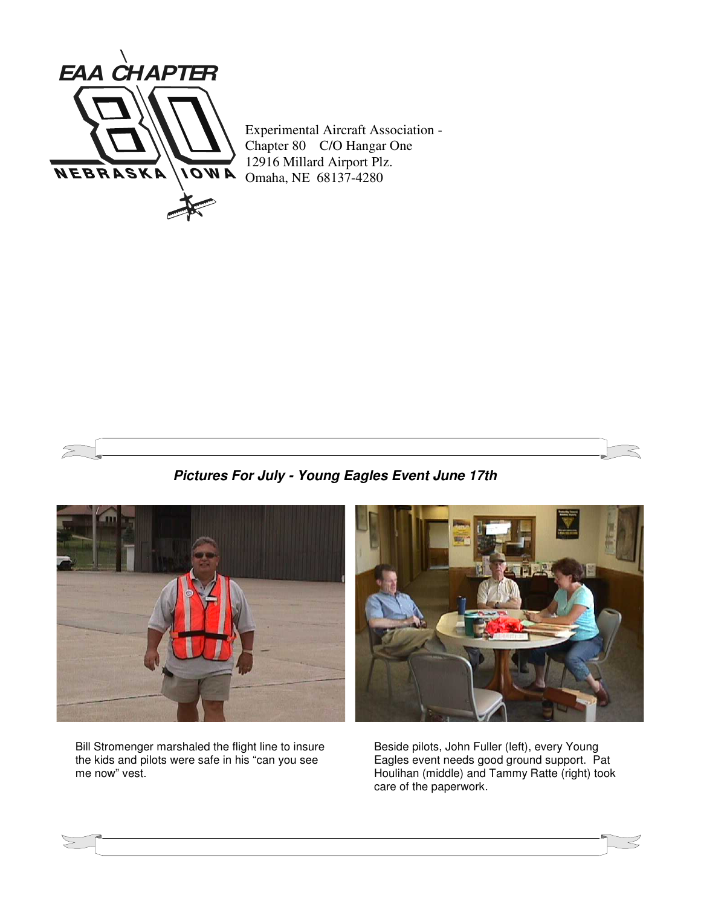Experimental Aircraft Association -
Chapter 80    C/O Hangar One
12916 Millard Airport Plz.
Omaha, NE  68137-4280

## *Pictures For July - Young Eagles Event June 17th*

Bill Stromenger marshaled the flight line to insure the kids and pilots were safe in his "can you see me now" vest.

Beside pilots, John Fuller (left), every Young Eagles event needs good ground support. Pat Houlihan (middle) and Tammy Ratte (right) took care of the paperwork.